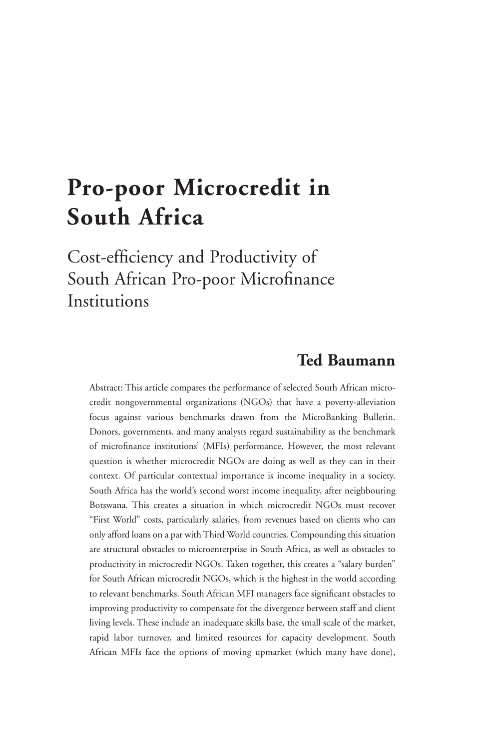# Pro-poor Microcredit in South Africa

## Cost-efficiency and Productivity of South African Pro-poor Microfinance Institutions

### Ted Baumann

Abstract: This article compares the performance of selected South African microcredit nongovernmental organizations (NGOs) that have a poverty-alleviation focus against various benchmarks drawn from the MicroBanking Bulletin. Donors, governments, and many analysts regard sustainability as the benchmark of microfinance institutions' (MFIs) performance. However, the most relevant question is whether microcredit NGOs are doing as well as they can in their context. Of particular contextual importance is income inequality in a society. South Africa has the world's second worst income inequality, after neighbouring Botswana. This creates a situation in which microcredit NGOs must recover "First World" costs, particularly salaries, from revenues based on clients who can only afford loans on a par with Third World countries. Compounding this situation are structural obstacles to microenterprise in South Africa, as well as obstacles to productivity in microcredit NGOs. Taken together, this creates a "salary burden" for South African microcredit NGOs, which is the highest in the world according to relevant benchmarks. South African MFI managers face significant obstacles to improving productivity to compensate for the divergence between staff and client living levels. These include an inadequate skills base, the small scale of the market, rapid labor turnover, and limited resources for capacity development. South African MFIs face the options of moving upmarket (which many have done),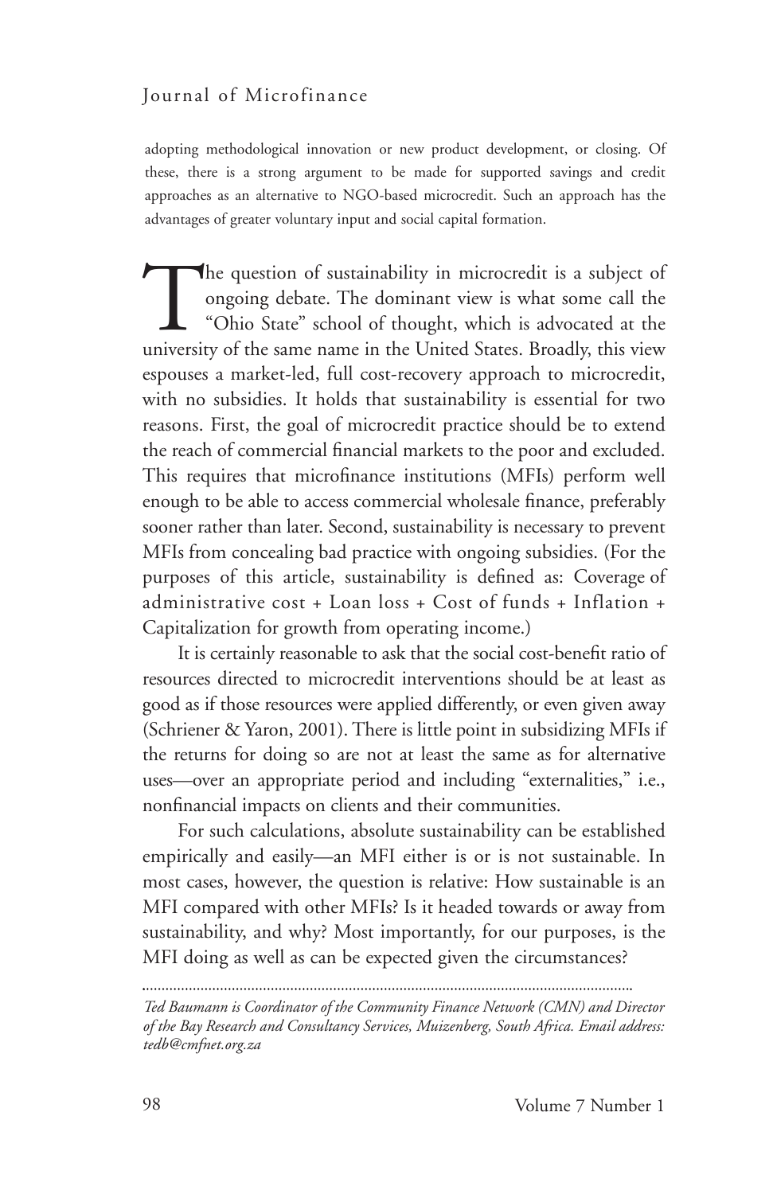adopting methodological innovation or new product development, or closing. Of these, there is a strong argument to be made for supported savings and credit approaches as an alternative to NGO-based microcredit. Such an approach has the advantages of greater voluntary input and social capital formation.

The question of sustainability in microcredit is a subject of ongoing debate. The dominant view is what some call the "Ohio State" school of thought, which is advocated at the university of the same name in the United States. Broadly, this view espouses a market-led, full cost-recovery approach to microcredit, with no subsidies. It holds that sustainability is essential for two reasons. First, the goal of microcredit practice should be to extend the reach of commercial financial markets to the poor and excluded. This requires that microfinance institutions (MFIs) perform well enough to be able to access commercial wholesale finance, preferably sooner rather than later. Second, sustainability is necessary to prevent MFIs from concealing bad practice with ongoing subsidies. (For the purposes of this article, sustainability is defined as: Coverage of administrative cost + Loan loss + Cost of funds + Inflation + Capitalization for growth from operating income.)

It is certainly reasonable to ask that the social cost-benefit ratio of resources directed to microcredit interventions should be at least as good as if those resources were applied differently, or even given away (Schriener & Yaron, 2001). There is little point in subsidizing MFIs if the returns for doing so are not at least the same as for alternative uses—over an appropriate period and including "externalities," i.e., nonfinancial impacts on clients and their communities.

For such calculations, absolute sustainability can be established empirically and easily—an MFI either is or is not sustainable. In most cases, however, the question is relative: How sustainable is an MFI compared with other MFIs? Is it headed towards or away from sustainability, and why? Most importantly, for our purposes, is the MFI doing as well as can be expected given the circumstances?

---

*Ted Baumann is Coordinator of the Community Finance Network (CMN) and Director of the Bay Research and Consultancy Services, Muizenberg, South Africa. Email address: tedb@cmfnet.org.za*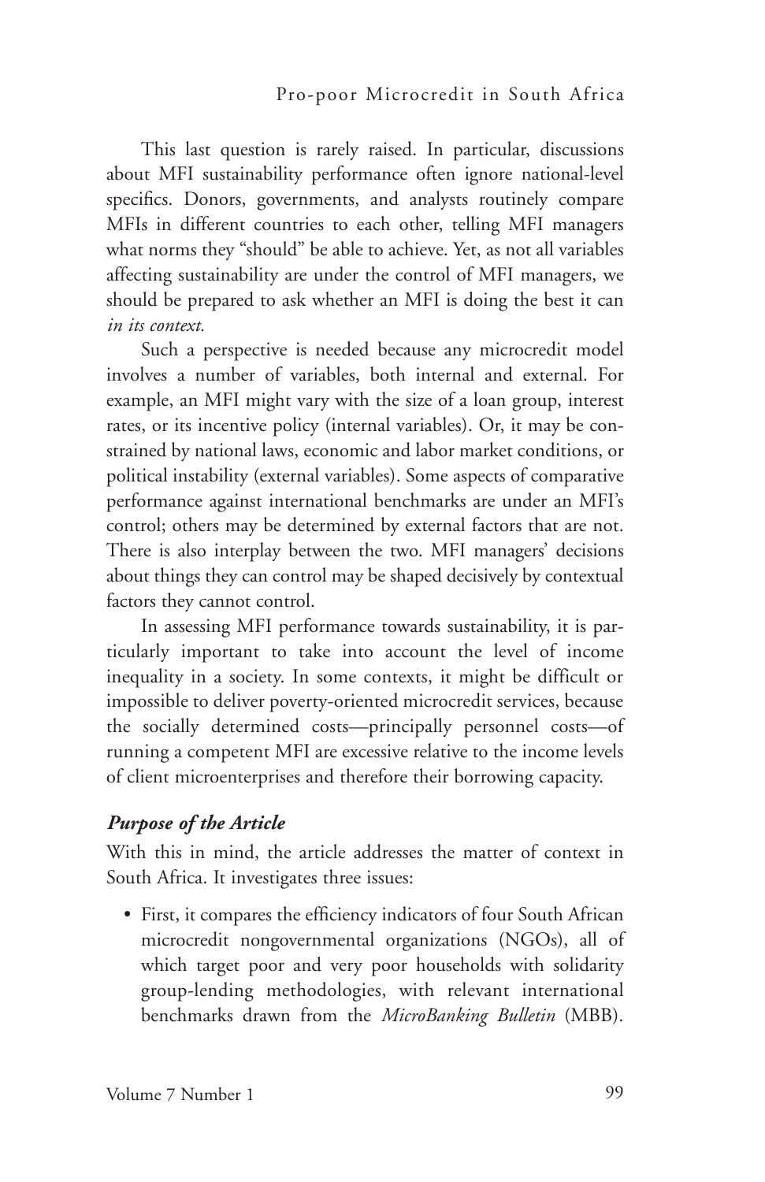This last question is rarely raised. In particular, discussions about MFI sustainability performance often ignore national-level specifics. Donors, governments, and analysts routinely compare MFIs in different countries to each other, telling MFI managers what norms they "should" be able to achieve. Yet, as not all variables affecting sustainability are under the control of MFI managers, we should be prepared to ask whether an MFI is doing the best it can *in its context.*

Such a perspective is needed because any microcredit model involves a number of variables, both internal and external. For example, an MFI might vary with the size of a loan group, interest rates, or its incentive policy (internal variables). Or, it may be constrained by national laws, economic and labor market conditions, or political instability (external variables). Some aspects of comparative performance against international benchmarks are under an MFI's control; others may be determined by external factors that are not. There is also interplay between the two. MFI managers' decisions about things they can control may be shaped decisively by contextual factors they cannot control.

In assessing MFI performance towards sustainability, it is particularly important to take into account the level of income inequality in a society. In some contexts, it might be difficult or impossible to deliver poverty-oriented microcredit services, because the socially determined costs—principally personnel costs—of running a competent MFI are excessive relative to the income levels of client microenterprises and therefore their borrowing capacity.

### *Purpose of the Article*

With this in mind, the article addresses the matter of context in South Africa. It investigates three issues:

- First, it compares the efficiency indicators of four South African microcredit nongovernmental organizations (NGOs), all of which target poor and very poor households with solidarity group-lending methodologies, with relevant international benchmarks drawn from the *MicroBanking Bulletin* (MBB).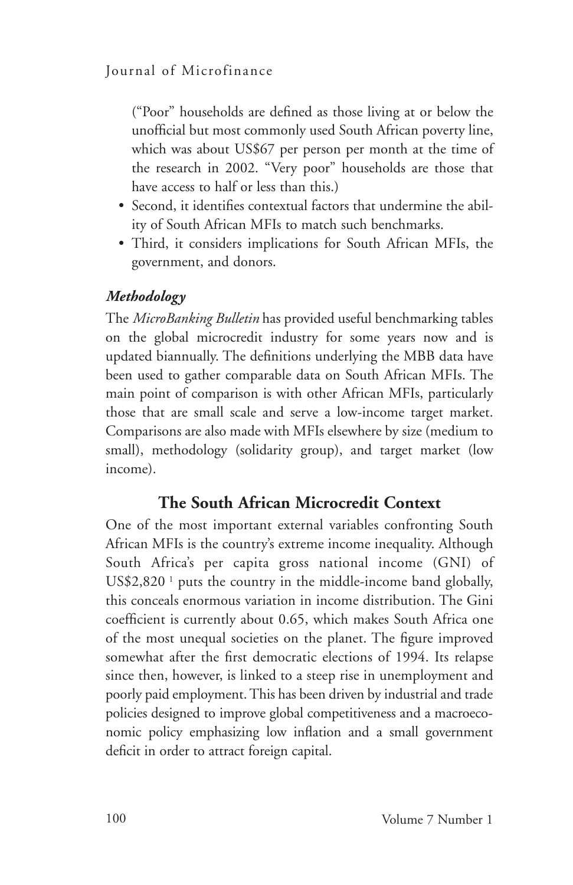("Poor" households are defined as those living at or below the unofficial but most commonly used South African poverty line, which was about US$67 per person per month at the time of the research in 2002. "Very poor" households are those that have access to half or less than this.)

- Second, it identifies contextual factors that undermine the ability of South African MFIs to match such benchmarks.
- Third, it considers implications for South African MFIs, the government, and donors.

### *Methodology*

The *MicroBanking Bulletin* has provided useful benchmarking tables on the global microcredit industry for some years now and is updated biannually. The definitions underlying the MBB data have been used to gather comparable data on South African MFIs. The main point of comparison is with other African MFIs, particularly those that are small scale and serve a low-income target market. Comparisons are also made with MFIs elsewhere by size (medium to small), methodology (solidarity group), and target market (low income).

## The South African Microcredit Context

One of the most important external variables confronting South African MFIs is the country's extreme income inequality. Although South Africa's per capita gross national income (GNI) of US$2,820 [1] puts the country in the middle-income band globally, this conceals enormous variation in income distribution. The Gini coefficient is currently about 0.65, which makes South Africa one of the most unequal societies on the planet. The figure improved somewhat after the first democratic elections of 1994. Its relapse since then, however, is linked to a steep rise in unemployment and poorly paid employment. This has been driven by industrial and trade policies designed to improve global competitiveness and a macroeconomic policy emphasizing low inflation and a small government deficit in order to attract foreign capital.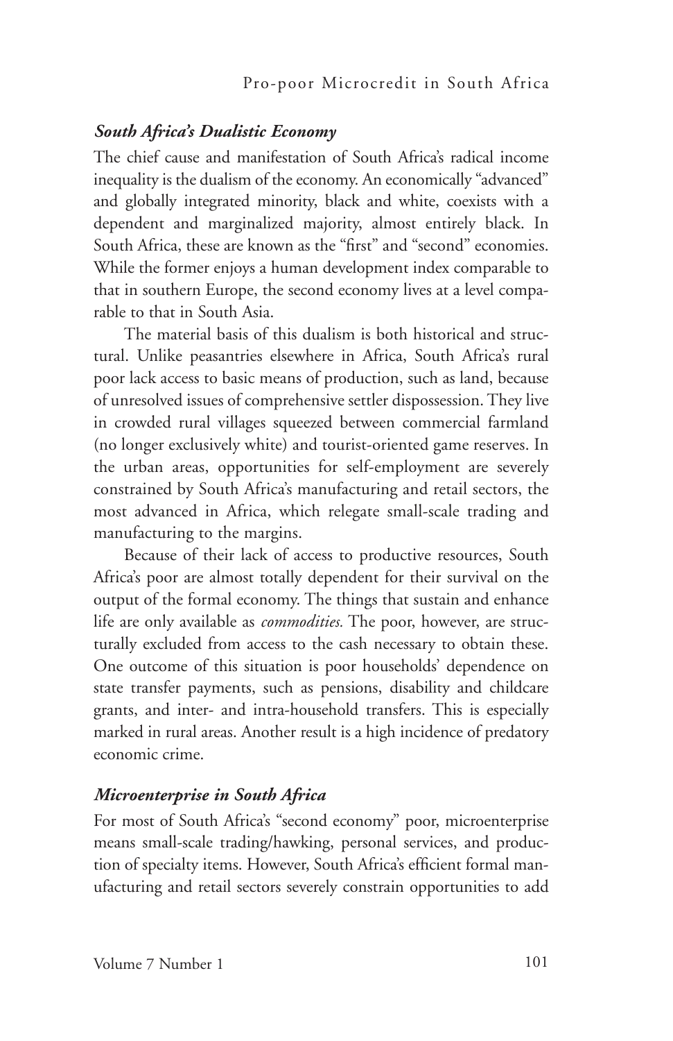### *South Africa's Dualistic Economy*

The chief cause and manifestation of South Africa's radical income inequality is the dualism of the economy. An economically "advanced" and globally integrated minority, black and white, coexists with a dependent and marginalized majority, almost entirely black. In South Africa, these are known as the "first" and "second" economies. While the former enjoys a human development index comparable to that in southern Europe, the second economy lives at a level comparable to that in South Asia.

The material basis of this dualism is both historical and structural. Unlike peasantries elsewhere in Africa, South Africa's rural poor lack access to basic means of production, such as land, because of unresolved issues of comprehensive settler dispossession. They live in crowded rural villages squeezed between commercial farmland (no longer exclusively white) and tourist-oriented game reserves. In the urban areas, opportunities for self-employment are severely constrained by South Africa's manufacturing and retail sectors, the most advanced in Africa, which relegate small-scale trading and manufacturing to the margins.

Because of their lack of access to productive resources, South Africa's poor are almost totally dependent for their survival on the output of the formal economy. The things that sustain and enhance life are only available as *commodities.* The poor, however, are structurally excluded from access to the cash necessary to obtain these. One outcome of this situation is poor households' dependence on state transfer payments, such as pensions, disability and childcare grants, and inter- and intra-household transfers. This is especially marked in rural areas. Another result is a high incidence of predatory economic crime.

### *Microenterprise in South Africa*

For most of South Africa's "second economy" poor, microenterprise means small-scale trading/hawking, personal services, and production of specialty items. However, South Africa's efficient formal manufacturing and retail sectors severely constrain opportunities to add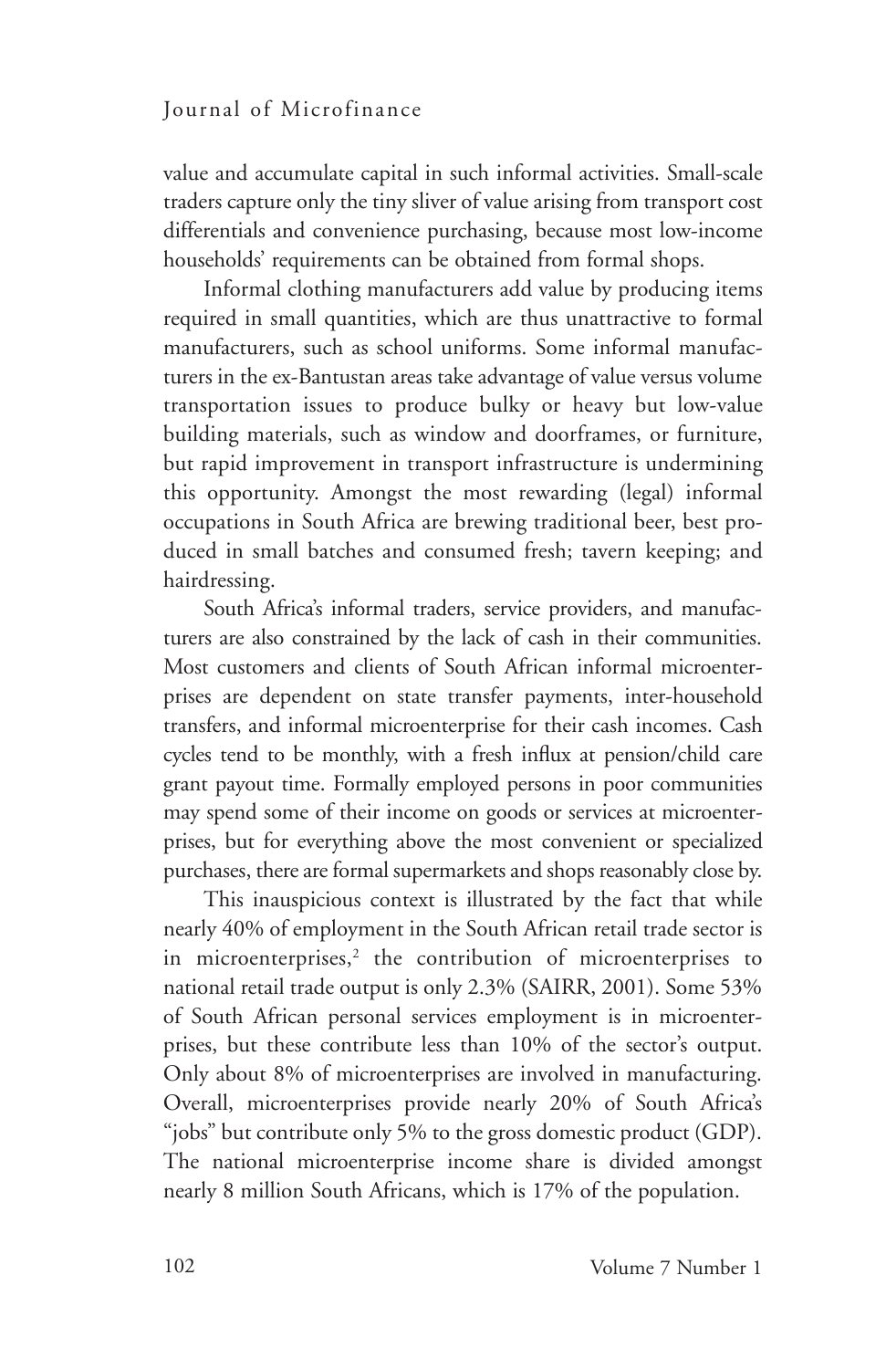value and accumulate capital in such informal activities. Small-scale traders capture only the tiny sliver of value arising from transport cost differentials and convenience purchasing, because most low-income households' requirements can be obtained from formal shops.

Informal clothing manufacturers add value by producing items required in small quantities, which are thus unattractive to formal manufacturers, such as school uniforms. Some informal manufacturers in the ex-Bantustan areas take advantage of value versus volume transportation issues to produce bulky or heavy but low-value building materials, such as window and doorframes, or furniture, but rapid improvement in transport infrastructure is undermining this opportunity. Amongst the most rewarding (legal) informal occupations in South Africa are brewing traditional beer, best produced in small batches and consumed fresh; tavern keeping; and hairdressing.

South Africa's informal traders, service providers, and manufacturers are also constrained by the lack of cash in their communities. Most customers and clients of South African informal microenterprises are dependent on state transfer payments, inter-household transfers, and informal microenterprise for their cash incomes. Cash cycles tend to be monthly, with a fresh influx at pension/child care grant payout time. Formally employed persons in poor communities may spend some of their income on goods or services at microenterprises, but for everything above the most convenient or specialized purchases, there are formal supermarkets and shops reasonably close by.

This inauspicious context is illustrated by the fact that while nearly 40% of employment in the South African retail trade sector is in microenterprises,[2] the contribution of microenterprises to national retail trade output is only 2.3% (SAIRR, 2001). Some 53% of South African personal services employment is in microenterprises, but these contribute less than 10% of the sector's output. Only about 8% of microenterprises are involved in manufacturing. Overall, microenterprises provide nearly 20% of South Africa's "jobs" but contribute only 5% to the gross domestic product (GDP). The national microenterprise income share is divided amongst nearly 8 million South Africans, which is 17% of the population.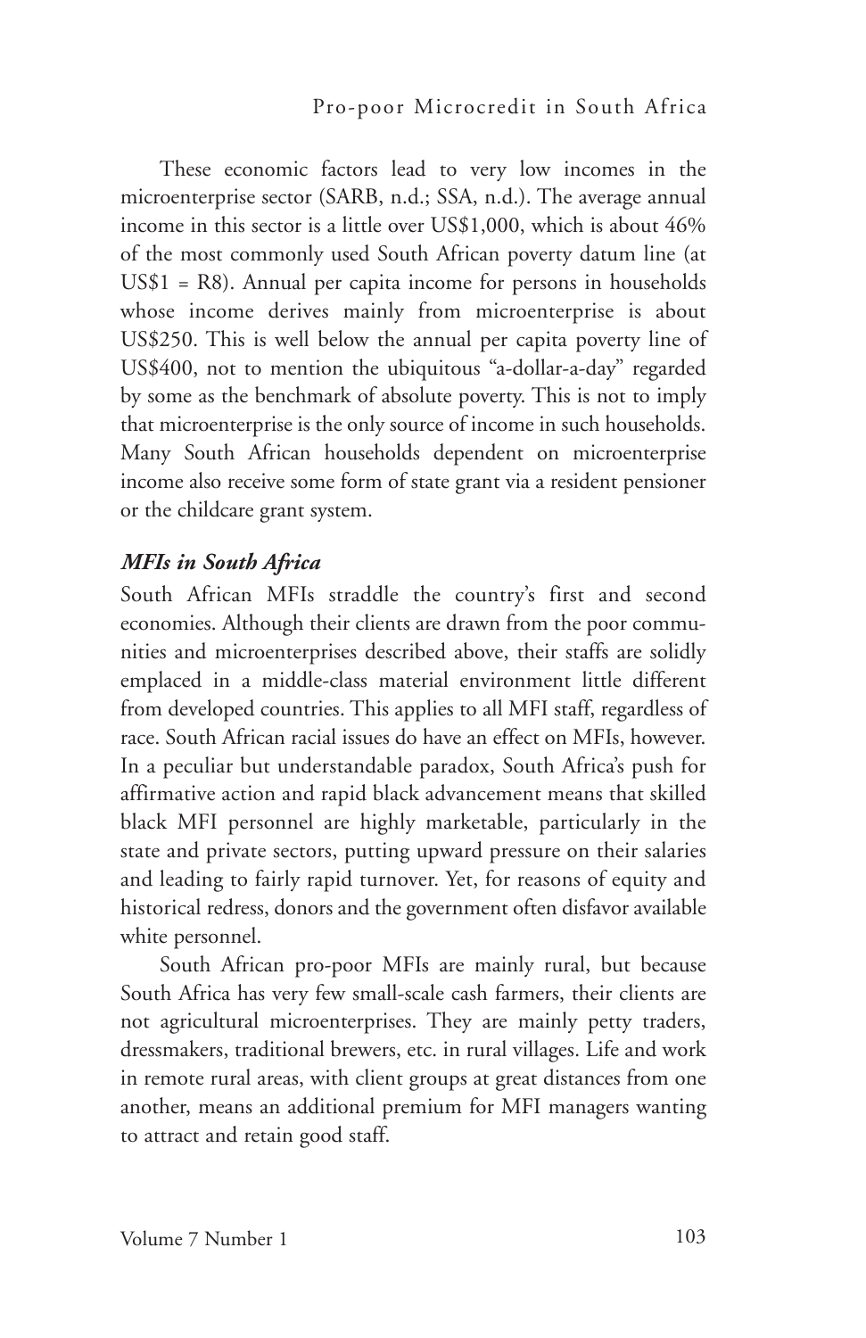These economic factors lead to very low incomes in the microenterprise sector (SARB, n.d.; SSA, n.d.). The average annual income in this sector is a little over US$1,000, which is about 46% of the most commonly used South African poverty datum line (at US$1 = R8). Annual per capita income for persons in households whose income derives mainly from microenterprise is about US$250. This is well below the annual per capita poverty line of US$400, not to mention the ubiquitous "a-dollar-a-day" regarded by some as the benchmark of absolute poverty. This is not to imply that microenterprise is the only source of income in such households. Many South African households dependent on microenterprise income also receive some form of state grant via a resident pensioner or the childcare grant system.

### *MFIs in South Africa*

South African MFIs straddle the country's first and second economies. Although their clients are drawn from the poor communities and microenterprises described above, their staffs are solidly emplaced in a middle-class material environment little different from developed countries. This applies to all MFI staff, regardless of race. South African racial issues do have an effect on MFIs, however. In a peculiar but understandable paradox, South Africa's push for affirmative action and rapid black advancement means that skilled black MFI personnel are highly marketable, particularly in the state and private sectors, putting upward pressure on their salaries and leading to fairly rapid turnover. Yet, for reasons of equity and historical redress, donors and the government often disfavor available white personnel.

South African pro-poor MFIs are mainly rural, but because South Africa has very few small-scale cash farmers, their clients are not agricultural microenterprises. They are mainly petty traders, dressmakers, traditional brewers, etc. in rural villages. Life and work in remote rural areas, with client groups at great distances from one another, means an additional premium for MFI managers wanting to attract and retain good staff.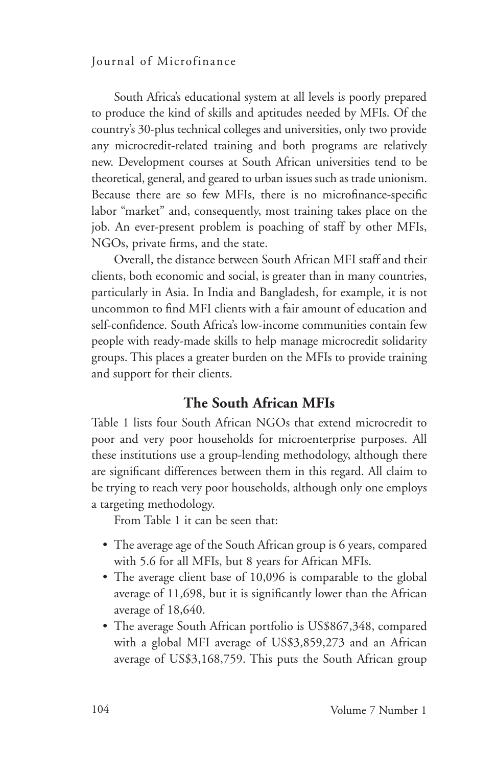South Africa's educational system at all levels is poorly prepared to produce the kind of skills and aptitudes needed by MFIs. Of the country's 30-plus technical colleges and universities, only two provide any microcredit-related training and both programs are relatively new. Development courses at South African universities tend to be theoretical, general, and geared to urban issues such as trade unionism. Because there are so few MFIs, there is no microfinance-specific labor "market" and, consequently, most training takes place on the job. An ever-present problem is poaching of staff by other MFIs, NGOs, private firms, and the state.

Overall, the distance between South African MFI staff and their clients, both economic and social, is greater than in many countries, particularly in Asia. In India and Bangladesh, for example, it is not uncommon to find MFI clients with a fair amount of education and self-confidence. South Africa's low-income communities contain few people with ready-made skills to help manage microcredit solidarity groups. This places a greater burden on the MFIs to provide training and support for their clients.

## The South African MFIs

Table 1 lists four South African NGOs that extend microcredit to poor and very poor households for microenterprise purposes. All these institutions use a group-lending methodology, although there are significant differences between them in this regard. All claim to be trying to reach very poor households, although only one employs a targeting methodology.

From Table 1 it can be seen that:

- The average age of the South African group is 6 years, compared with 5.6 for all MFIs, but 8 years for African MFIs.
- The average client base of 10,096 is comparable to the global average of 11,698, but it is significantly lower than the African average of 18,640.
- The average South African portfolio is US$867,348, compared with a global MFI average of US$3,859,273 and an African average of US$3,168,759. This puts the South African group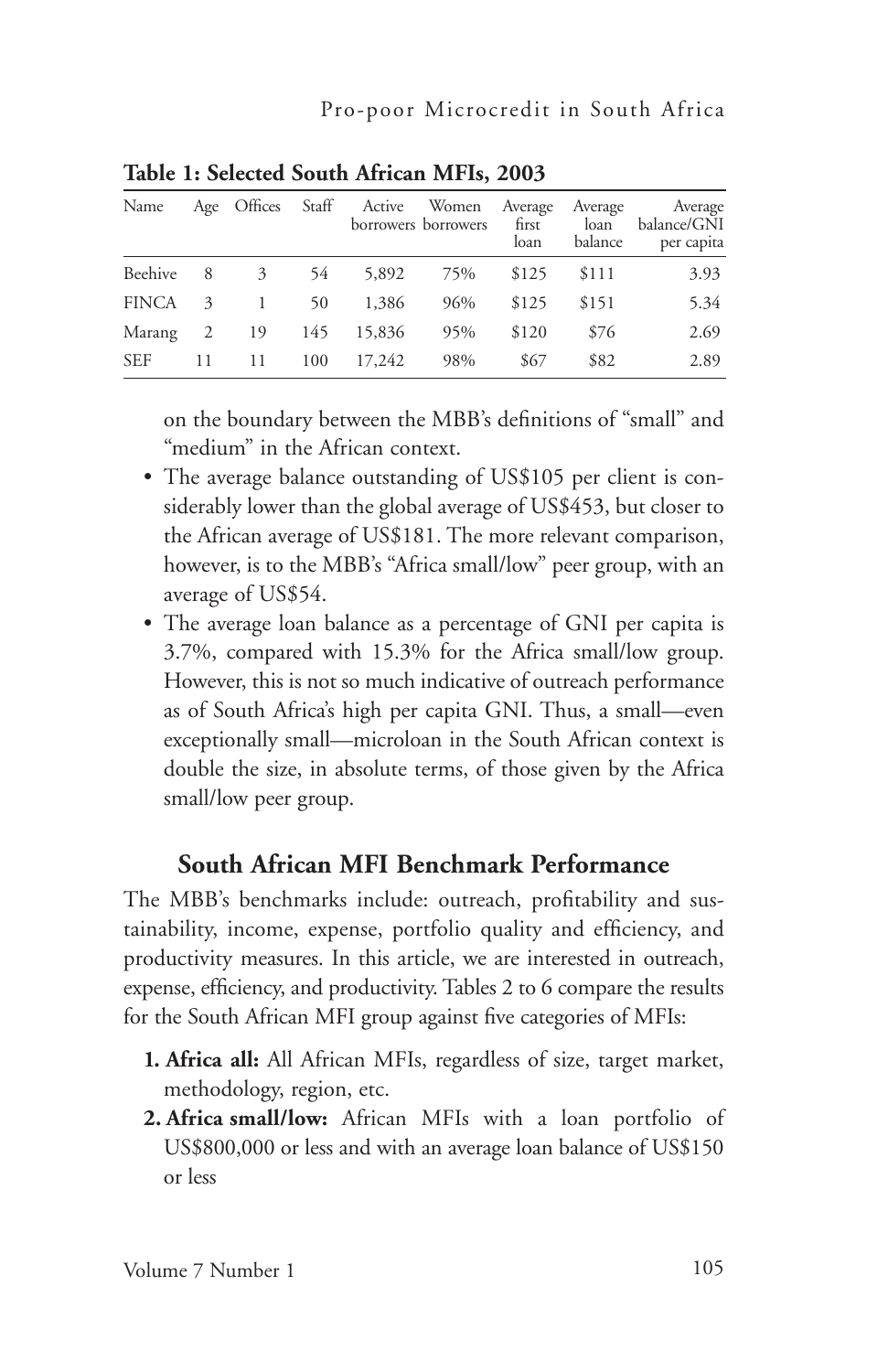**Table 1: Selected South African MFIs, 2003**

| Name | Age | Offices | Staff | Active borrowers | Women borrowers | Average first loan | Average loan balance | Average balance/GNI per capita |
|---|---|---|---|---|---|---|---|---|
| Beehive | 8 | 3 | 54 | 5,892 | 75% | \$125 | \$111 | 3.93 |
| FINCA | 3 | 1 | 50 | 1,386 | 96% | \$125 | \$151 | 5.34 |
| Marang | 2 | 19 | 145 | 15,836 | 95% | \$120 | \$76 | 2.69 |
| SEF | 11 | 11 | 100 | 17,242 | 98% | \$67 | \$82 | 2.89 |

on the boundary between the MBB's definitions of "small" and "medium" in the African context.

- The average balance outstanding of US\$105 per client is considerably lower than the global average of US\$453, but closer to the African average of US\$181. The more relevant comparison, however, is to the MBB's "Africa small/low" peer group, with an average of US\$54.
- The average loan balance as a percentage of GNI per capita is 3.7%, compared with 15.3% for the Africa small/low group. However, this is not so much indicative of outreach performance as of South Africa's high per capita GNI. Thus, a small—even exceptionally small—microloan in the South African context is double the size, in absolute terms, of those given by the Africa small/low peer group.

## South African MFI Benchmark Performance

The MBB's benchmarks include: outreach, profitability and sustainability, income, expense, portfolio quality and efficiency, and productivity measures. In this article, we are interested in outreach, expense, efficiency, and productivity. Tables 2 to 6 compare the results for the South African MFI group against five categories of MFIs:

1. **Africa all:** All African MFIs, regardless of size, target market, methodology, region, etc.
2. **Africa small/low:** African MFIs with a loan portfolio of US\$800,000 or less and with an average loan balance of US\$150 or less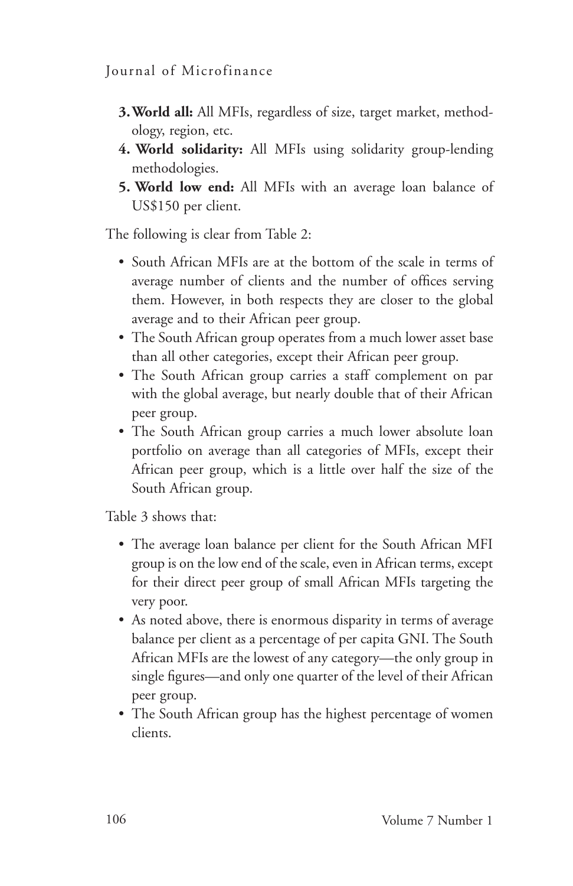3. **World all:** All MFIs, regardless of size, target market, methodology, region, etc.
4. **World solidarity:** All MFIs using solidarity group-lending methodologies.
5. **World low end:** All MFIs with an average loan balance of US$150 per client.

The following is clear from Table 2:

- South African MFIs are at the bottom of the scale in terms of average number of clients and the number of offices serving them. However, in both respects they are closer to the global average and to their African peer group.
- The South African group operates from a much lower asset base than all other categories, except their African peer group.
- The South African group carries a staff complement on par with the global average, but nearly double that of their African peer group.
- The South African group carries a much lower absolute loan portfolio on average than all categories of MFIs, except their African peer group, which is a little over half the size of the South African group.

Table 3 shows that:

- The average loan balance per client for the South African MFI group is on the low end of the scale, even in African terms, except for their direct peer group of small African MFIs targeting the very poor.
- As noted above, there is enormous disparity in terms of average balance per client as a percentage of per capita GNI. The South African MFIs are the lowest of any category—the only group in single figures—and only one quarter of the level of their African peer group.
- The South African group has the highest percentage of women clients.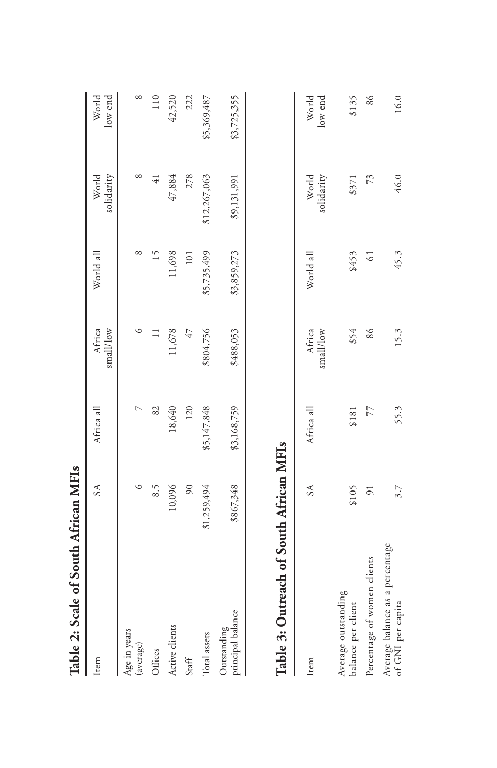**Table 2: Scale of South African MFIs**

| Item | SA | Africa all | Africa small/low | World all | World solidarity | World low end |
|---|---|---|---|---|---|---|
| Age in years (average) | 6 | 7 | 6 | 8 | 8 | 8 |
| Offices | 8.5 | 82 | 11 | 15 | 41 | 110 |
| Active clients | 10,096 | 18,640 | 11,678 | 11,698 | 47,884 | 42,520 |
| Staff | 90 | 120 | 47 | 101 | 278 | 222 |
| Total assets | $1,259,494 | $5,147,848 | $804,756 | $5,735,499 | $12,267,063 | $5,369,487 |
| Outstanding principal balance | $867,348 | $3,168,759 | $488,053 | $3,859,273 | $9,131,991 | $3,725,355 |

**Table 3: Outreach of South African MFIs**

| Item | SA | Africa all | Africa small/low | World all | World solidarity | World low end |
|---|---|---|---|---|---|---|
| Average outstanding balance per client | $105 | $181 | $54 | $453 | $371 | $135 |
| Percentage of women clients | 91 | 77 | 86 | 61 | 73 | 86 |
| Average balance as a percentage of GNI per capita | 3.7 | 55.3 | 15.3 | 45.3 | 46.0 | 16.0 |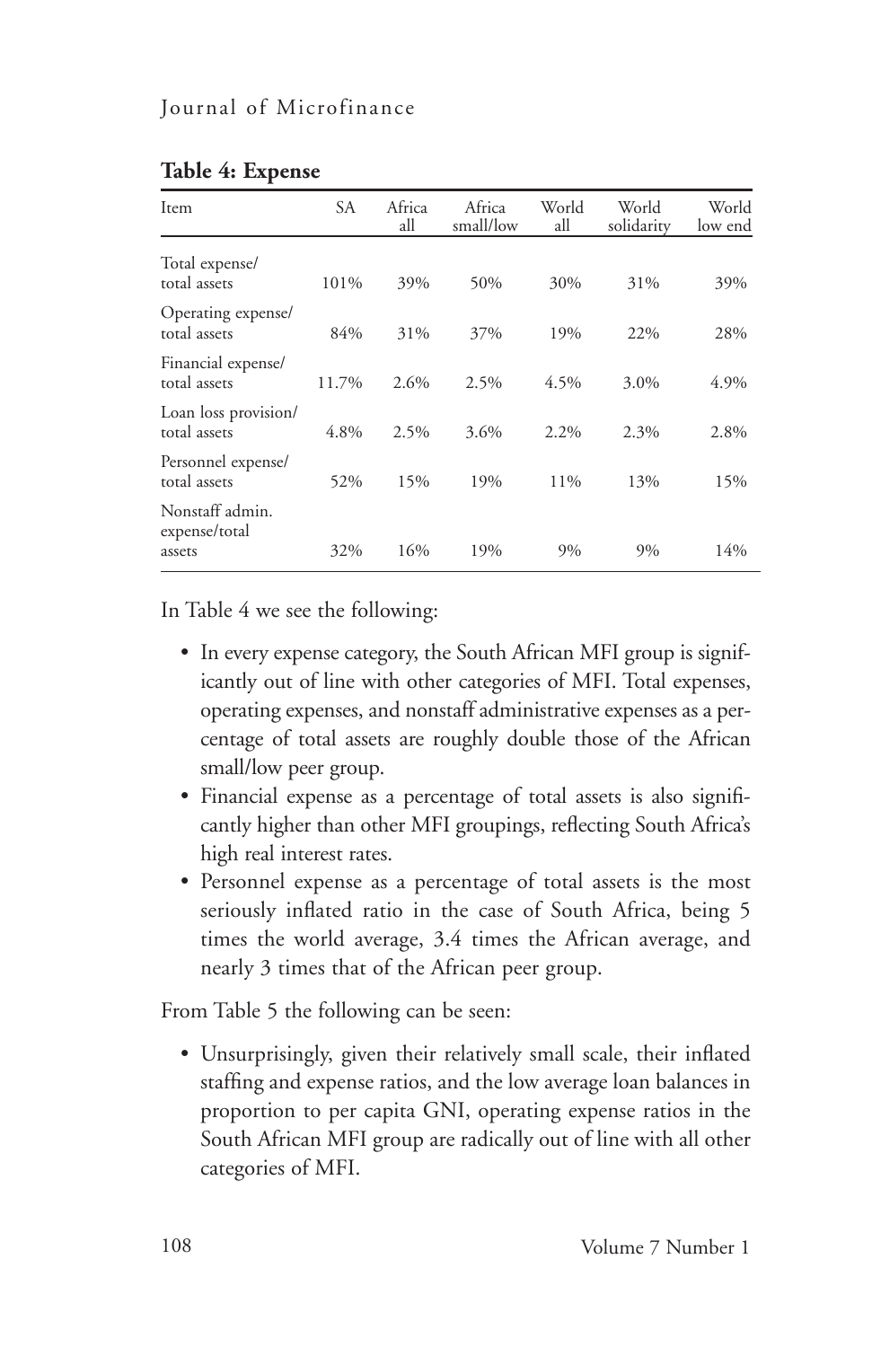**Table 4: Expense**

| Item | SA | Africa all | Africa small/low | World all | World solidarity | World low end |
|---|---|---|---|---|---|---|
| Total expense/ total assets | 101% | 39% | 50% | 30% | 31% | 39% |
| Operating expense/ total assets | 84% | 31% | 37% | 19% | 22% | 28% |
| Financial expense/ total assets | 11.7% | 2.6% | 2.5% | 4.5% | 3.0% | 4.9% |
| Loan loss provision/ total assets | 4.8% | 2.5% | 3.6% | 2.2% | 2.3% | 2.8% |
| Personnel expense/ total assets | 52% | 15% | 19% | 11% | 13% | 15% |
| Nonstaff admin. expense/total assets | 32% | 16% | 19% | 9% | 9% | 14% |

In Table 4 we see the following:

- In every expense category, the South African MFI group is significantly out of line with other categories of MFI. Total expenses, operating expenses, and nonstaff administrative expenses as a percentage of total assets are roughly double those of the African small/low peer group.
- Financial expense as a percentage of total assets is also significantly higher than other MFI groupings, reflecting South Africa's high real interest rates.
- Personnel expense as a percentage of total assets is the most seriously inflated ratio in the case of South Africa, being 5 times the world average, 3.4 times the African average, and nearly 3 times that of the African peer group.

From Table 5 the following can be seen:

- Unsurprisingly, given their relatively small scale, their inflated staffing and expense ratios, and the low average loan balances in proportion to per capita GNI, operating expense ratios in the South African MFI group are radically out of line with all other categories of MFI.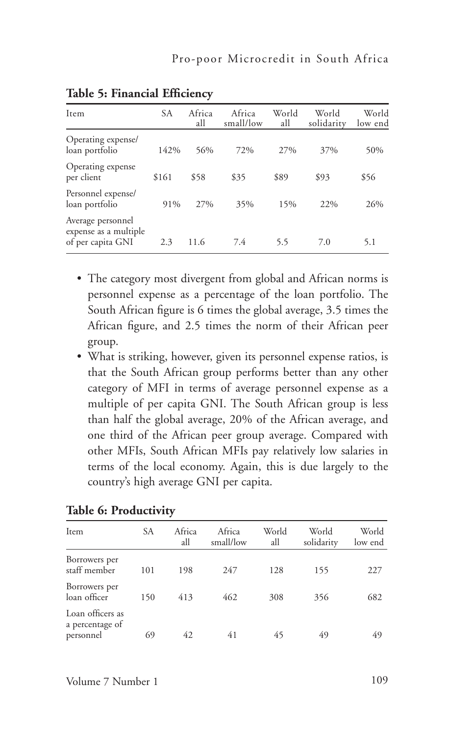**Table 5: Financial Efficiency**

| Item | SA | Africa all | Africa small/low | World all | World solidarity | World low end |
|---|---|---|---|---|---|---|
| Operating expense/ loan portfolio | 142% | 56% | 72% | 27% | 37% | 50% |
| Operating expense per client | $161 | $58 | $35 | $89 | $93 | $56 |
| Personnel expense/ loan portfolio | 91% | 27% | 35% | 15% | 22% | 26% |
| Average personnel expense as a multiple of per capita GNI | 2.3 | 11.6 | 7.4 | 5.5 | 7.0 | 5.1 |

- The category most divergent from global and African norms is personnel expense as a percentage of the loan portfolio. The South African figure is 6 times the global average, 3.5 times the African figure, and 2.5 times the norm of their African peer group.
- What is striking, however, given its personnel expense ratios, is that the South African group performs better than any other category of MFI in terms of average personnel expense as a multiple of per capita GNI. The South African group is less than half the global average, 20% of the African average, and one third of the African peer group average. Compared with other MFIs, South African MFIs pay relatively low salaries in terms of the local economy. Again, this is due largely to the country's high average GNI per capita.

**Table 6: Productivity**

| Item | SA | Africa all | Africa small/low | World all | World solidarity | World low end |
|---|---|---|---|---|---|---|
| Borrowers per staff member | 101 | 198 | 247 | 128 | 155 | 227 |
| Borrowers per loan officer | 150 | 413 | 462 | 308 | 356 | 682 |
| Loan officers as a percentage of personnel | 69 | 42 | 41 | 45 | 49 | 49 |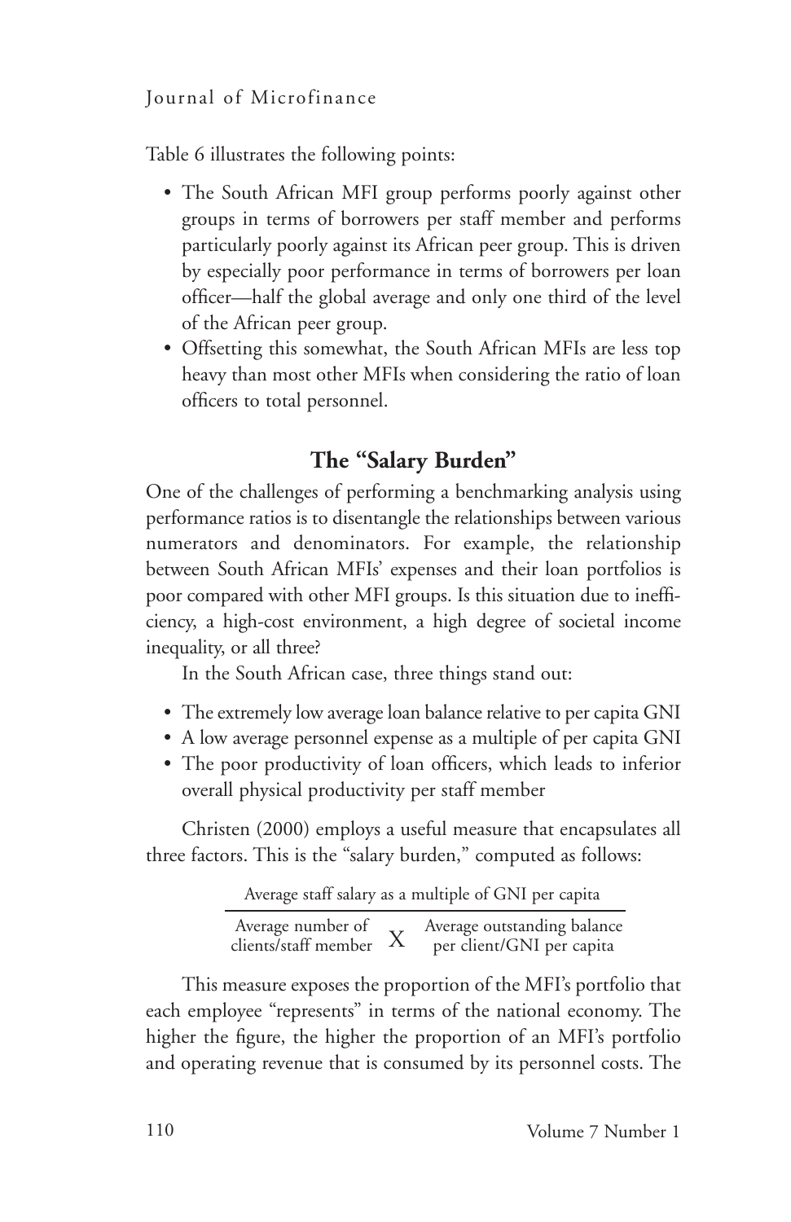Table 6 illustrates the following points:

- The South African MFI group performs poorly against other groups in terms of borrowers per staff member and performs particularly poorly against its African peer group. This is driven by especially poor performance in terms of borrowers per loan officer—half the global average and only one third of the level of the African peer group.
- Offsetting this somewhat, the South African MFIs are less top heavy than most other MFIs when considering the ratio of loan officers to total personnel.

## The "Salary Burden"

One of the challenges of performing a benchmarking analysis using performance ratios is to disentangle the relationships between various numerators and denominators. For example, the relationship between South African MFIs' expenses and their loan portfolios is poor compared with other MFI groups. Is this situation due to inefficiency, a high-cost environment, a high degree of societal income inequality, or all three?

In the South African case, three things stand out:

- The extremely low average loan balance relative to per capita GNI
- A low average personnel expense as a multiple of per capita GNI
- The poor productivity of loan officers, which leads to inferior overall physical productivity per staff member

Christen (2000) employs a useful measure that encapsulates all three factors. This is the "salary burden," computed as follows:

$$\frac{\text{Average staff salary as a multiple of GNI per capita}}{\text{Average number of clients/staff member} \times \text{Average outstanding balance per client/GNI per capita}}$$

This measure exposes the proportion of the MFI's portfolio that each employee "represents" in terms of the national economy. The higher the figure, the higher the proportion of an MFI's portfolio and operating revenue that is consumed by its personnel costs. The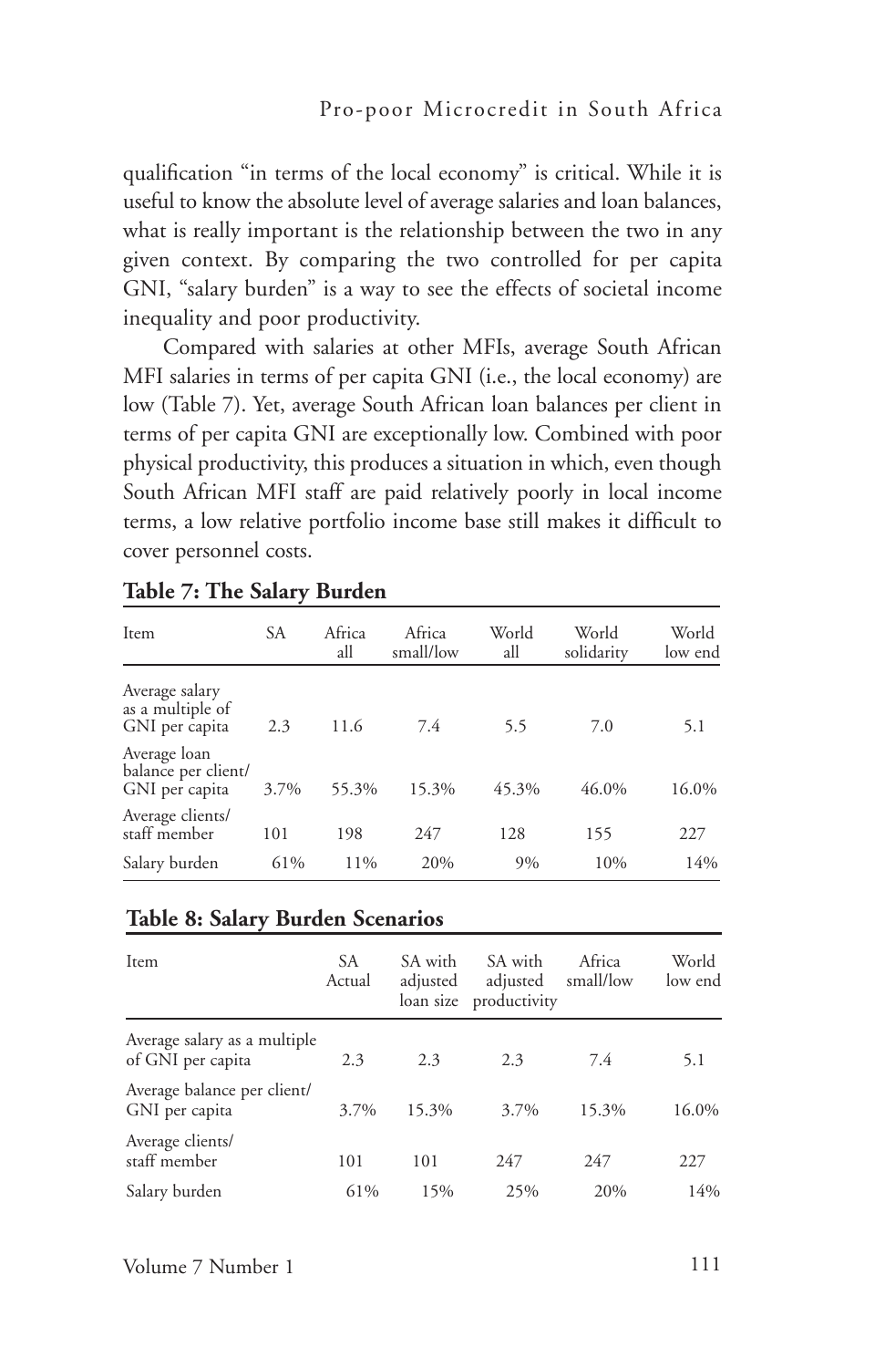qualification "in terms of the local economy" is critical. While it is useful to know the absolute level of average salaries and loan balances, what is really important is the relationship between the two in any given context. By comparing the two controlled for per capita GNI, "salary burden" is a way to see the effects of societal income inequality and poor productivity.

Compared with salaries at other MFIs, average South African MFI salaries in terms of per capita GNI (i.e., the local economy) are low (Table 7). Yet, average South African loan balances per client in terms of per capita GNI are exceptionally low. Combined with poor physical productivity, this produces a situation in which, even though South African MFI staff are paid relatively poorly in local income terms, a low relative portfolio income base still makes it difficult to cover personnel costs.

**Table 7: The Salary Burden**

| Item | SA | Africa all | Africa small/low | World all | World solidarity | World low end |
|---|---|---|---|---|---|---|
| Average salary as a multiple of GNI per capita | 2.3 | 11.6 | 7.4 | 5.5 | 7.0 | 5.1 |
| Average loan balance per client/ GNI per capita | 3.7% | 55.3% | 15.3% | 45.3% | 46.0% | 16.0% |
| Average clients/ staff member | 101 | 198 | 247 | 128 | 155 | 227 |
| Salary burden | 61% | 11% | 20% | 9% | 10% | 14% |

**Table 8: Salary Burden Scenarios**

| Item | SA Actual | SA with adjusted loan size | SA with adjusted productivity | Africa small/low | World low end |
|---|---|---|---|---|---|
| Average salary as a multiple of GNI per capita | 2.3 | 2.3 | 2.3 | 7.4 | 5.1 |
| Average balance per client/ GNI per capita | 3.7% | 15.3% | 3.7% | 15.3% | 16.0% |
| Average clients/ staff member | 101 | 101 | 247 | 247 | 227 |
| Salary burden | 61% | 15% | 25% | 20% | 14% |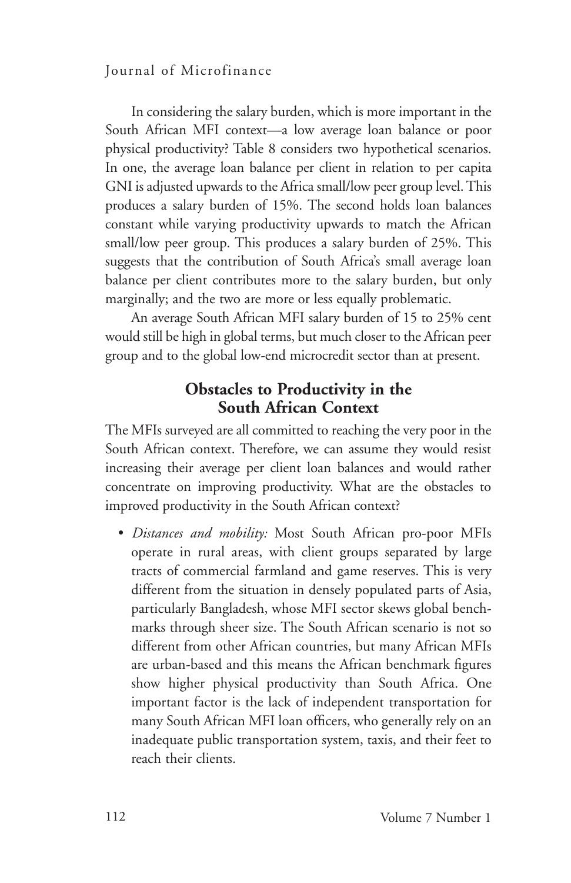In considering the salary burden, which is more important in the South African MFI context—a low average loan balance or poor physical productivity? Table 8 considers two hypothetical scenarios. In one, the average loan balance per client in relation to per capita GNI is adjusted upwards to the Africa small/low peer group level. This produces a salary burden of 15%. The second holds loan balances constant while varying productivity upwards to match the African small/low peer group. This produces a salary burden of 25%. This suggests that the contribution of South Africa's small average loan balance per client contributes more to the salary burden, but only marginally; and the two are more or less equally problematic.

An average South African MFI salary burden of 15 to 25% cent would still be high in global terms, but much closer to the African peer group and to the global low-end microcredit sector than at present.

## Obstacles to Productivity in the South African Context

The MFIs surveyed are all committed to reaching the very poor in the South African context. Therefore, we can assume they would resist increasing their average per client loan balances and would rather concentrate on improving productivity. What are the obstacles to improved productivity in the South African context?

- *Distances and mobility:* Most South African pro-poor MFIs operate in rural areas, with client groups separated by large tracts of commercial farmland and game reserves. This is very different from the situation in densely populated parts of Asia, particularly Bangladesh, whose MFI sector skews global benchmarks through sheer size. The South African scenario is not so different from other African countries, but many African MFIs are urban-based and this means the African benchmark figures show higher physical productivity than South Africa. One important factor is the lack of independent transportation for many South African MFI loan officers, who generally rely on an inadequate public transportation system, taxis, and their feet to reach their clients.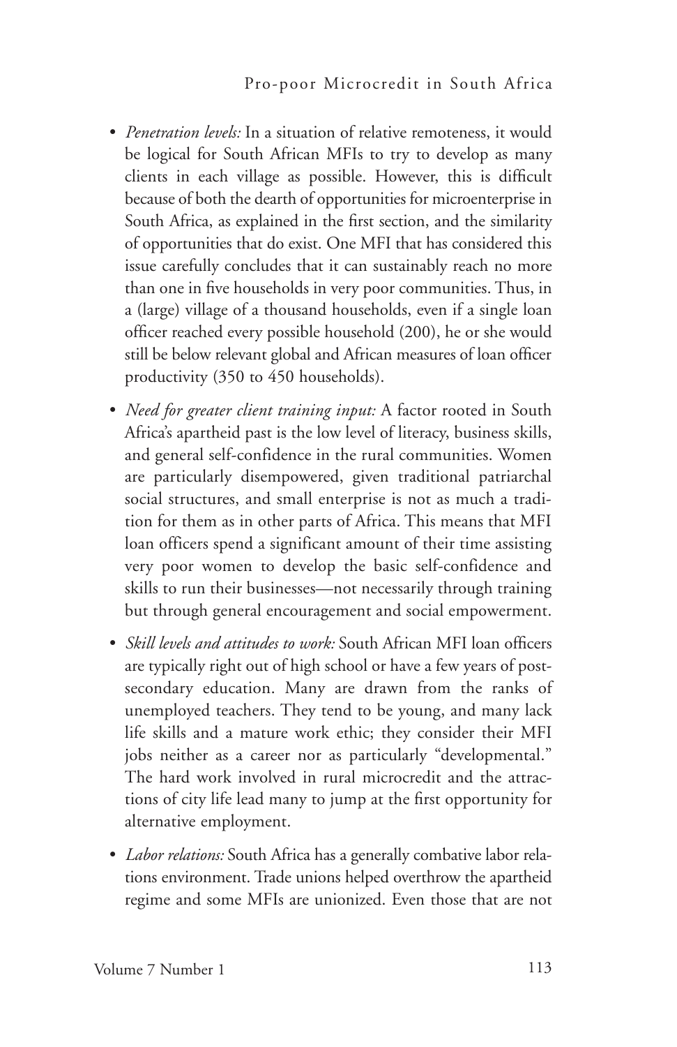- *Penetration levels:* In a situation of relative remoteness, it would be logical for South African MFIs to try to develop as many clients in each village as possible. However, this is difficult because of both the dearth of opportunities for microenterprise in South Africa, as explained in the first section, and the similarity of opportunities that do exist. One MFI that has considered this issue carefully concludes that it can sustainably reach no more than one in five households in very poor communities. Thus, in a (large) village of a thousand households, even if a single loan officer reached every possible household (200), he or she would still be below relevant global and African measures of loan officer productivity (350 to 450 households).
- *Need for greater client training input:* A factor rooted in South Africa's apartheid past is the low level of literacy, business skills, and general self-confidence in the rural communities. Women are particularly disempowered, given traditional patriarchal social structures, and small enterprise is not as much a tradition for them as in other parts of Africa. This means that MFI loan officers spend a significant amount of their time assisting very poor women to develop the basic self-confidence and skills to run their businesses—not necessarily through training but through general encouragement and social empowerment.
- *Skill levels and attitudes to work:* South African MFI loan officers are typically right out of high school or have a few years of post-secondary education. Many are drawn from the ranks of unemployed teachers. They tend to be young, and many lack life skills and a mature work ethic; they consider their MFI jobs neither as a career nor as particularly "developmental." The hard work involved in rural microcredit and the attractions of city life lead many to jump at the first opportunity for alternative employment.
- *Labor relations:* South Africa has a generally combative labor relations environment. Trade unions helped overthrow the apartheid regime and some MFIs are unionized. Even those that are not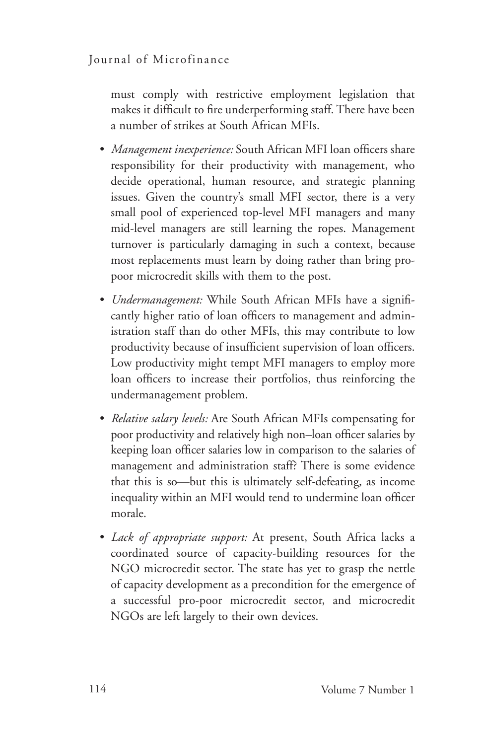must comply with restrictive employment legislation that makes it difficult to fire underperforming staff. There have been a number of strikes at South African MFIs.

- *Management inexperience:* South African MFI loan officers share responsibility for their productivity with management, who decide operational, human resource, and strategic planning issues. Given the country's small MFI sector, there is a very small pool of experienced top-level MFI managers and many mid-level managers are still learning the ropes. Management turnover is particularly damaging in such a context, because most replacements must learn by doing rather than bring pro-poor microcredit skills with them to the post.
- *Undermanagement:* While South African MFIs have a significantly higher ratio of loan officers to management and administration staff than do other MFIs, this may contribute to low productivity because of insufficient supervision of loan officers. Low productivity might tempt MFI managers to employ more loan officers to increase their portfolios, thus reinforcing the undermanagement problem.
- *Relative salary levels:* Are South African MFIs compensating for poor productivity and relatively high non–loan officer salaries by keeping loan officer salaries low in comparison to the salaries of management and administration staff? There is some evidence that this is so—but this is ultimately self-defeating, as income inequality within an MFI would tend to undermine loan officer morale.
- *Lack of appropriate support:* At present, South Africa lacks a coordinated source of capacity-building resources for the NGO microcredit sector. The state has yet to grasp the nettle of capacity development as a precondition for the emergence of a successful pro-poor microcredit sector, and microcredit NGOs are left largely to their own devices.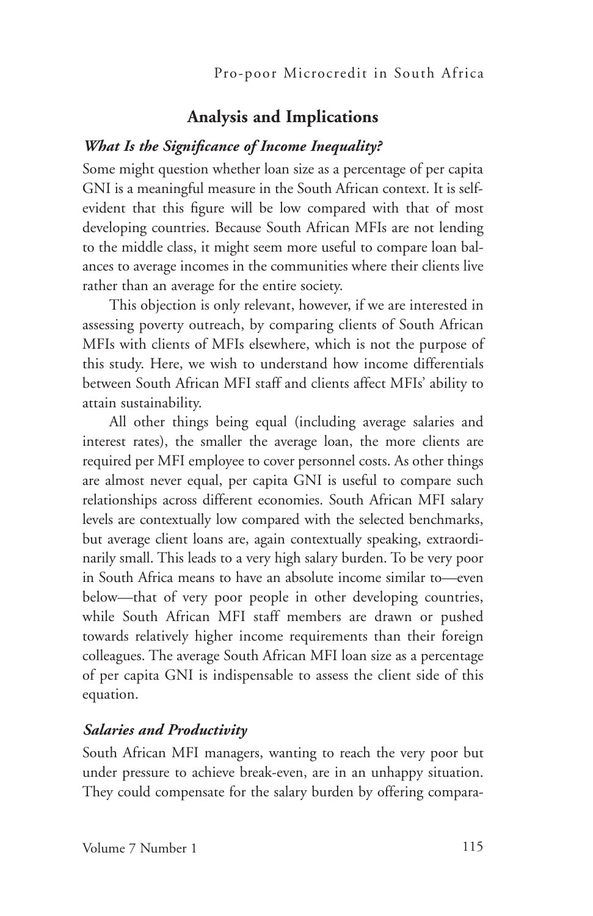## Analysis and Implications

### *What Is the Significance of Income Inequality?*

Some might question whether loan size as a percentage of per capita GNI is a meaningful measure in the South African context. It is self-evident that this figure will be low compared with that of most developing countries. Because South African MFIs are not lending to the middle class, it might seem more useful to compare loan balances to average incomes in the communities where their clients live rather than an average for the entire society.

This objection is only relevant, however, if we are interested in assessing poverty outreach, by comparing clients of South African MFIs with clients of MFIs elsewhere, which is not the purpose of this study. Here, we wish to understand how income differentials between South African MFI staff and clients affect MFIs' ability to attain sustainability.

All other things being equal (including average salaries and interest rates), the smaller the average loan, the more clients are required per MFI employee to cover personnel costs. As other things are almost never equal, per capita GNI is useful to compare such relationships across different economies. South African MFI salary levels are contextually low compared with the selected benchmarks, but average client loans are, again contextually speaking, extraordinarily small. This leads to a very high salary burden. To be very poor in South Africa means to have an absolute income similar to—even below—that of very poor people in other developing countries, while South African MFI staff members are drawn or pushed towards relatively higher income requirements than their foreign colleagues. The average South African MFI loan size as a percentage of per capita GNI is indispensable to assess the client side of this equation.

### *Salaries and Productivity*

South African MFI managers, wanting to reach the very poor but under pressure to achieve break-even, are in an unhappy situation. They could compensate for the salary burden by offering compara-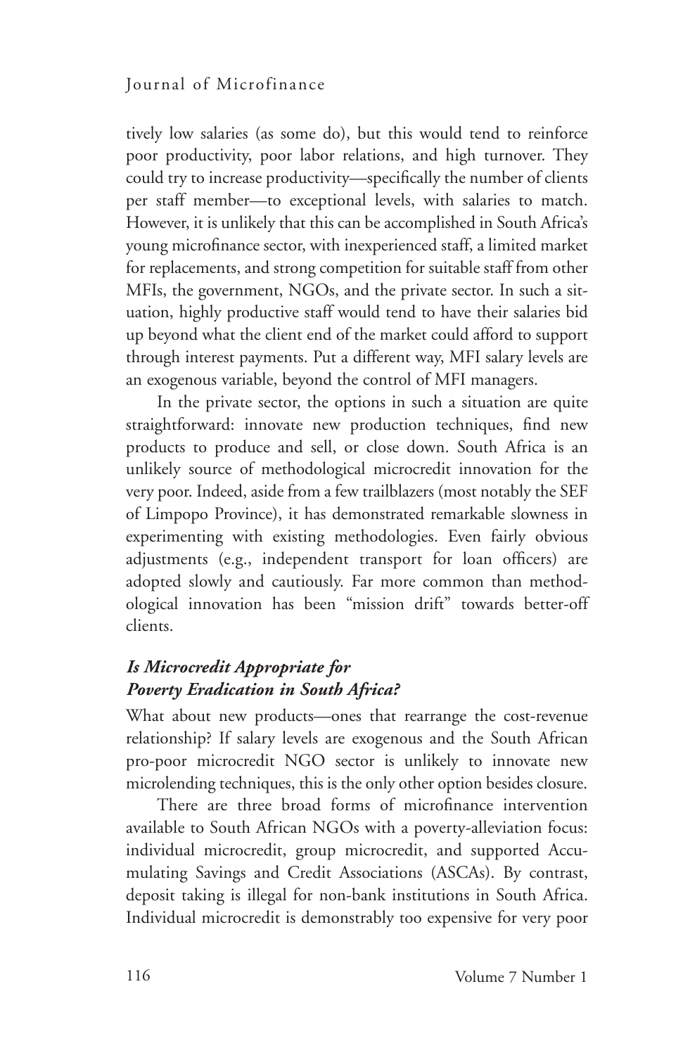tively low salaries (as some do), but this would tend to reinforce poor productivity, poor labor relations, and high turnover. They could try to increase productivity—specifically the number of clients per staff member—to exceptional levels, with salaries to match. However, it is unlikely that this can be accomplished in South Africa's young microfinance sector, with inexperienced staff, a limited market for replacements, and strong competition for suitable staff from other MFIs, the government, NGOs, and the private sector. In such a situation, highly productive staff would tend to have their salaries bid up beyond what the client end of the market could afford to support through interest payments. Put a different way, MFI salary levels are an exogenous variable, beyond the control of MFI managers.

In the private sector, the options in such a situation are quite straightforward: innovate new production techniques, find new products to produce and sell, or close down. South Africa is an unlikely source of methodological microcredit innovation for the very poor. Indeed, aside from a few trailblazers (most notably the SEF of Limpopo Province), it has demonstrated remarkable slowness in experimenting with existing methodologies. Even fairly obvious adjustments (e.g., independent transport for loan officers) are adopted slowly and cautiously. Far more common than methodological innovation has been "mission drift" towards better-off clients.

### *Is Microcredit Appropriate for Poverty Eradication in South Africa?*

What about new products—ones that rearrange the cost-revenue relationship? If salary levels are exogenous and the South African pro-poor microcredit NGO sector is unlikely to innovate new microlending techniques, this is the only other option besides closure.

There are three broad forms of microfinance intervention available to South African NGOs with a poverty-alleviation focus: individual microcredit, group microcredit, and supported Accumulating Savings and Credit Associations (ASCAs). By contrast, deposit taking is illegal for non-bank institutions in South Africa. Individual microcredit is demonstrably too expensive for very poor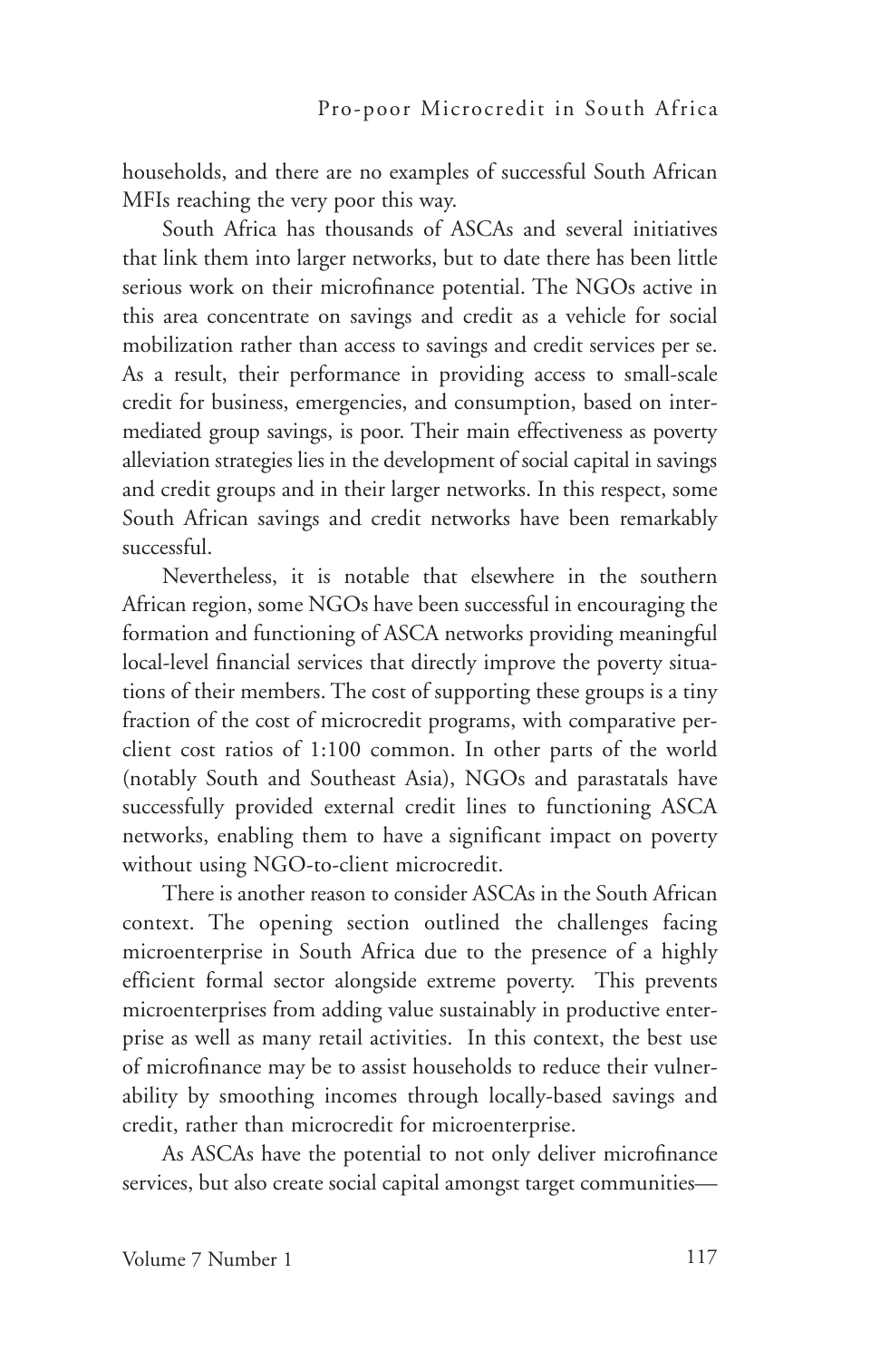households, and there are no examples of successful South African MFIs reaching the very poor this way.

South Africa has thousands of ASCAs and several initiatives that link them into larger networks, but to date there has been little serious work on their microfinance potential. The NGOs active in this area concentrate on savings and credit as a vehicle for social mobilization rather than access to savings and credit services per se. As a result, their performance in providing access to small-scale credit for business, emergencies, and consumption, based on intermediated group savings, is poor. Their main effectiveness as poverty alleviation strategies lies in the development of social capital in savings and credit groups and in their larger networks. In this respect, some South African savings and credit networks have been remarkably successful.

Nevertheless, it is notable that elsewhere in the southern African region, some NGOs have been successful in encouraging the formation and functioning of ASCA networks providing meaningful local-level financial services that directly improve the poverty situations of their members. The cost of supporting these groups is a tiny fraction of the cost of microcredit programs, with comparative per-client cost ratios of 1:100 common. In other parts of the world (notably South and Southeast Asia), NGOs and parastatals have successfully provided external credit lines to functioning ASCA networks, enabling them to have a significant impact on poverty without using NGO-to-client microcredit.

There is another reason to consider ASCAs in the South African context. The opening section outlined the challenges facing microenterprise in South Africa due to the presence of a highly efficient formal sector alongside extreme poverty. This prevents microenterprises from adding value sustainably in productive enterprise as well as many retail activities. In this context, the best use of microfinance may be to assist households to reduce their vulnerability by smoothing incomes through locally-based savings and credit, rather than microcredit for microenterprise.

As ASCAs have the potential to not only deliver microfinance services, but also create social capital amongst target communities—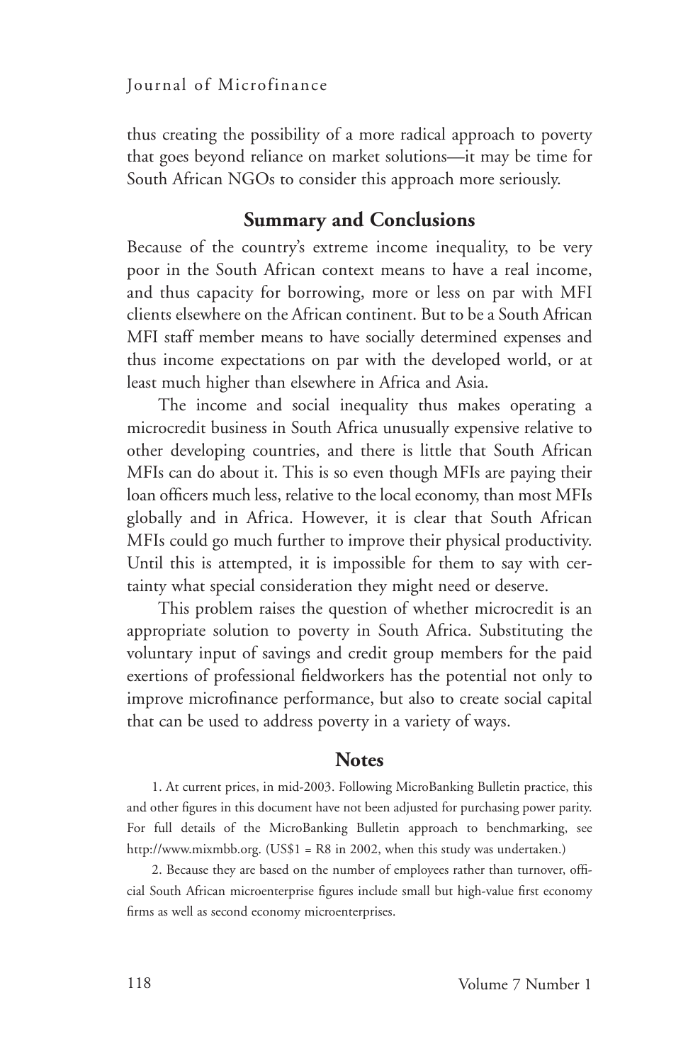thus creating the possibility of a more radical approach to poverty that goes beyond reliance on market solutions—it may be time for South African NGOs to consider this approach more seriously.

## Summary and Conclusions

Because of the country's extreme income inequality, to be very poor in the South African context means to have a real income, and thus capacity for borrowing, more or less on par with MFI clients elsewhere on the African continent. But to be a South African MFI staff member means to have socially determined expenses and thus income expectations on par with the developed world, or at least much higher than elsewhere in Africa and Asia.

The income and social inequality thus makes operating a microcredit business in South Africa unusually expensive relative to other developing countries, and there is little that South African MFIs can do about it. This is so even though MFIs are paying their loan officers much less, relative to the local economy, than most MFIs globally and in Africa. However, it is clear that South African MFIs could go much further to improve their physical productivity. Until this is attempted, it is impossible for them to say with certainty what special consideration they might need or deserve.

This problem raises the question of whether microcredit is an appropriate solution to poverty in South Africa. Substituting the voluntary input of savings and credit group members for the paid exertions of professional fieldworkers has the potential not only to improve microfinance performance, but also to create social capital that can be used to address poverty in a variety of ways.

## Notes

1. At current prices, in mid-2003. Following MicroBanking Bulletin practice, this and other figures in this document have not been adjusted for purchasing power parity. For full details of the MicroBanking Bulletin approach to benchmarking, see http://www.mixmbb.org. (US$1 = R8 in 2002, when this study was undertaken.)

2. Because they are based on the number of employees rather than turnover, official South African microenterprise figures include small but high-value first economy firms as well as second economy microenterprises.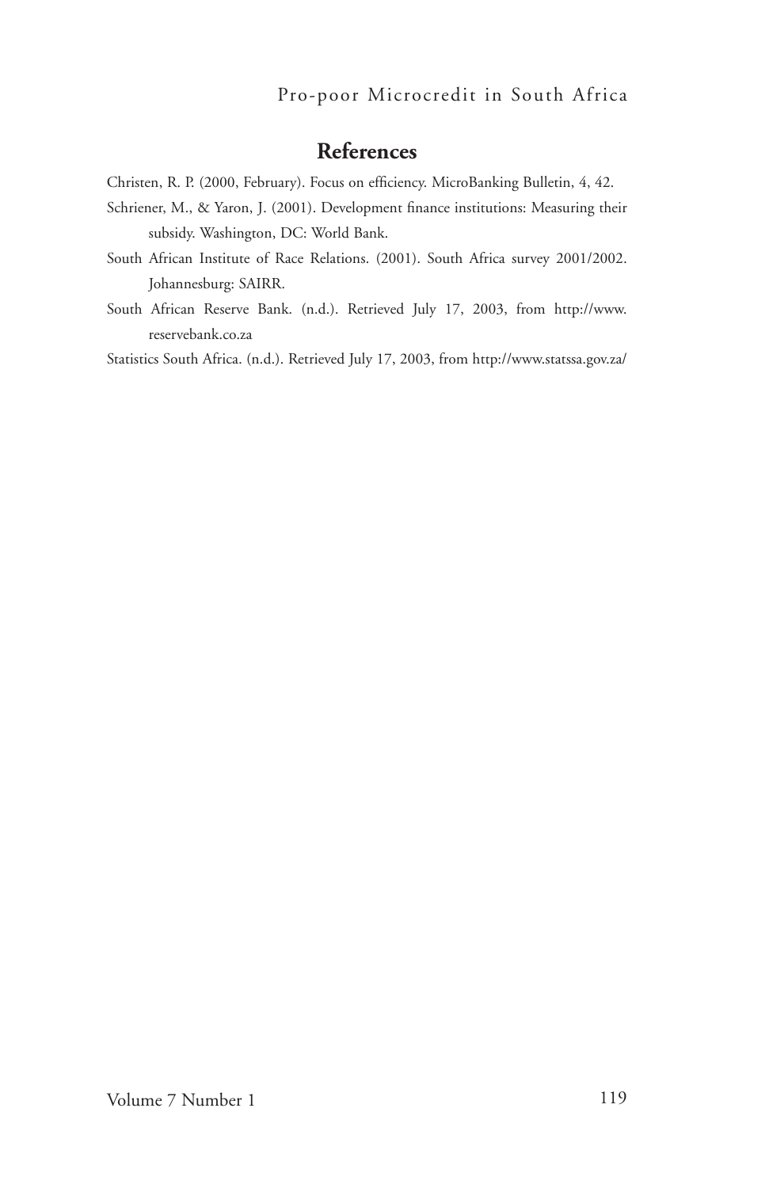## References

Christen, R. P. (2000, February). Focus on efficiency. MicroBanking Bulletin, 4, 42.

Schriener, M., & Yaron, J. (2001). Development finance institutions: Measuring their subsidy. Washington, DC: World Bank.

South African Institute of Race Relations. (2001). South Africa survey 2001/2002. Johannesburg: SAIRR.

South African Reserve Bank. (n.d.). Retrieved July 17, 2003, from http://www.reservebank.co.za

Statistics South Africa. (n.d.). Retrieved July 17, 2003, from http://www.statssa.gov.za/